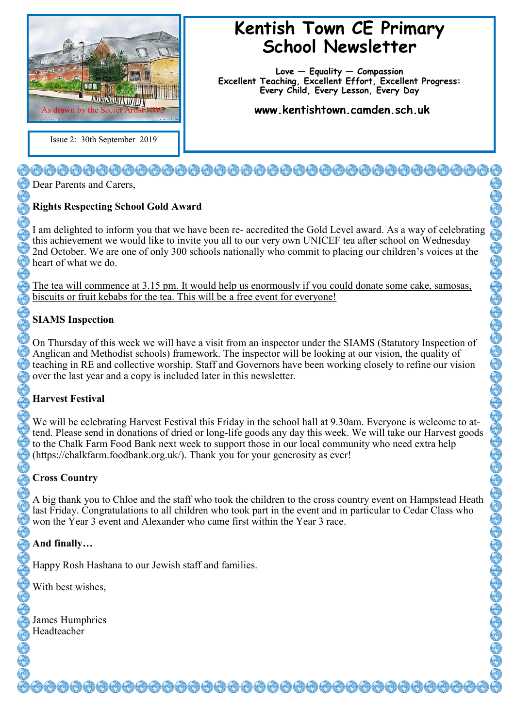As drawn by the Secret Artist NW5

Issue 2: 30th September 2019

# Kentish Town CE Primary School Newsletter

**Love — Equality — Compassion**
**Excellent Teaching, Excellent Effort, Excellent Progress: Every Child, Every Lesson, Every Day**

**www.kentishtown.camden.sch.uk**

Dear Parents and Carers,

**Rights Respecting School Gold Award**

I am delighted to inform you that we have been re- accredited the Gold Level award. As a way of celebrating this achievement we would like to invite you all to our very own UNICEF tea after school on Wednesday 2nd October. We are one of only 300 schools nationally who commit to placing our children's voices at the heart of what we do.

<u>The tea will commence at 3.15 pm. It would help us enormously if you could donate some cake, samosas, biscuits or fruit kebabs for the tea. This will be a free event for everyone!</u>

**SIAMS Inspection**

On Thursday of this week we will have a visit from an inspector under the SIAMS (Statutory Inspection of Anglican and Methodist schools) framework. The inspector will be looking at our vision, the quality of teaching in RE and collective worship. Staff and Governors have been working closely to refine our vision over the last year and a copy is included later in this newsletter.

**Harvest Festival**

We will be celebrating Harvest Festival this Friday in the school hall at 9.30am. Everyone is welcome to attend. Please send in donations of dried or long-life goods any day this week. We will take our Harvest goods to the Chalk Farm Food Bank next week to support those in our local community who need extra help (https://chalkfarm.foodbank.org.uk/). Thank you for your generosity as ever!

**Cross Country**

A big thank you to Chloe and the staff who took the children to the cross country event on Hampstead Heath last Friday. Congratulations to all children who took part in the event and in particular to Cedar Class who won the Year 3 event and Alexander who came first within the Year 3 race.

**And finally…**

Happy Rosh Hashana to our Jewish staff and families.

With best wishes,

James Humphries
Headteacher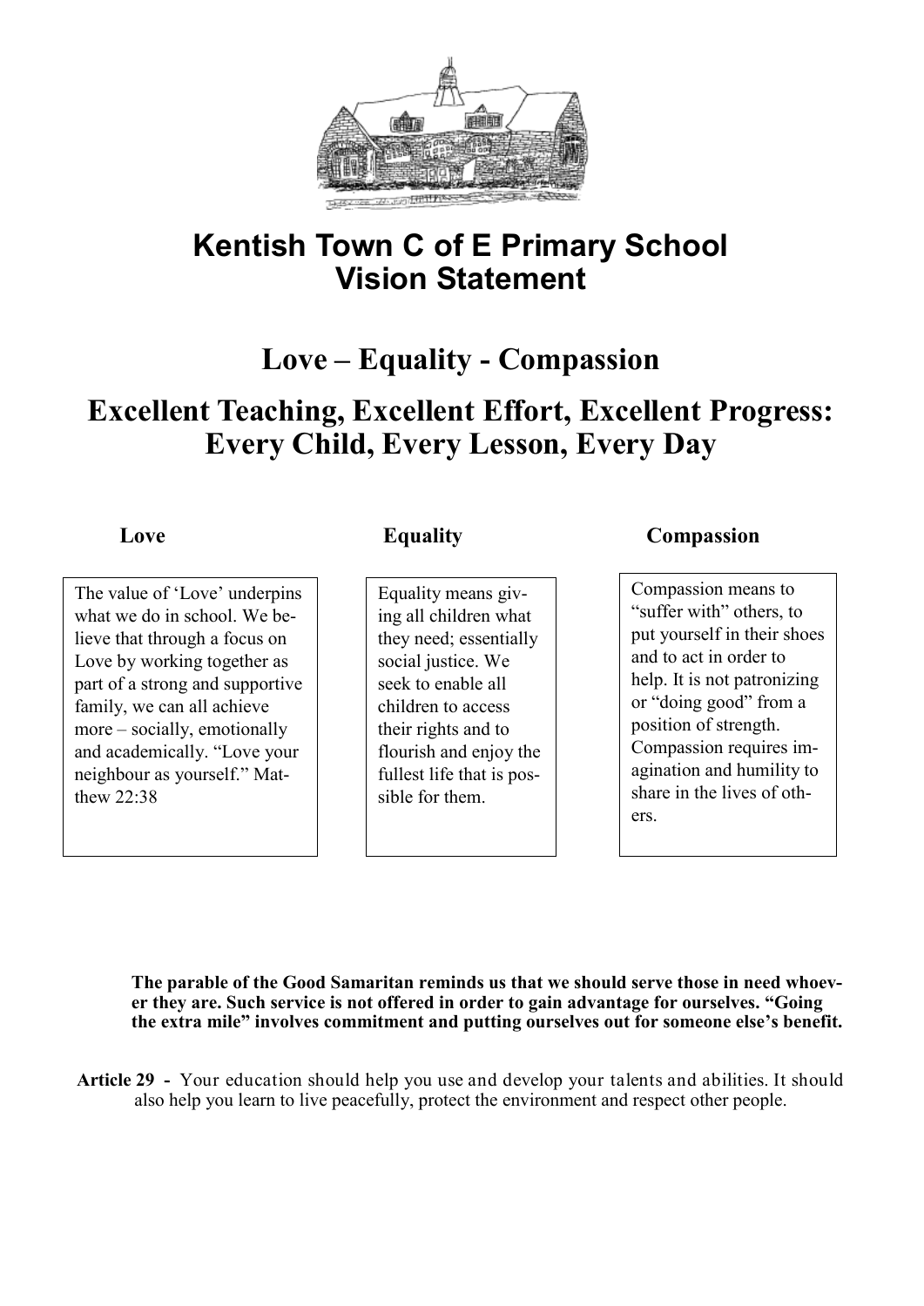# Kentish Town C of E Primary School Vision Statement

## Love – Equality - Compassion

## Excellent Teaching, Excellent Effort, Excellent Progress: Every Child, Every Lesson, Every Day

### Love

The value of 'Love' underpins what we do in school. We believe that through a focus on Love by working together as part of a strong and supportive family, we can all achieve more – socially, emotionally and academically. "Love your neighbour as yourself." Matthew 22:38

### Equality

Equality means giving all children what they need; essentially social justice. We seek to enable all children to access their rights and to flourish and enjoy the fullest life that is possible for them.

### Compassion

Compassion means to "suffer with" others, to put yourself in their shoes and to act in order to help. It is not patronizing or "doing good" from a position of strength. Compassion requires imagination and humility to share in the lives of others.

**The parable of the Good Samaritan reminds us that we should serve those in need whoever they are. Such service is not offered in order to gain advantage for ourselves. "Going the extra mile" involves commitment and putting ourselves out for someone else's benefit.**

**Article 29 -** Your education should help you use and develop your talents and abilities. It should also help you learn to live peacefully, protect the environment and respect other people.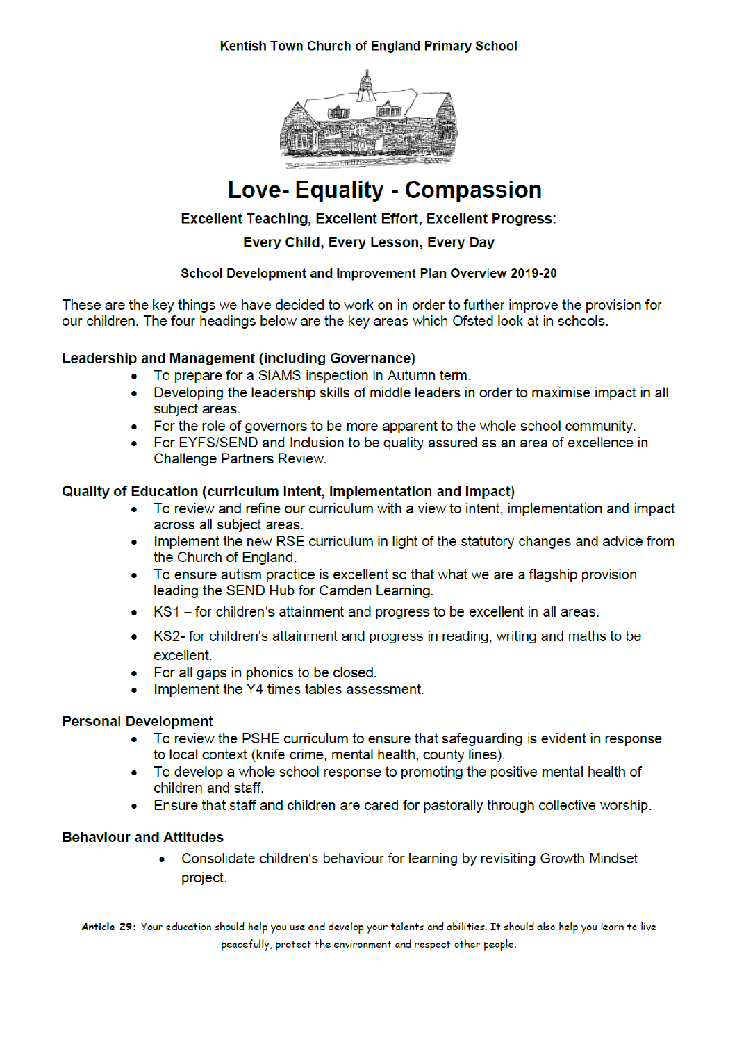**Kentish Town Church of England Primary School**

# Love- Equality - Compassion

**Excellent Teaching, Excellent Effort, Excellent Progress:**

**Every Child, Every Lesson, Every Day**

**School Development and Improvement Plan Overview 2019-20**

These are the key things we have decided to work on in order to further improve the provision for our children. The four headings below are the key areas which Ofsted look at in schools.

### Leadership and Management (including Governance)

- To prepare for a SIAMS inspection in Autumn term.
- Developing the leadership skills of middle leaders in order to maximise impact in all subject areas.
- For the role of governors to be more apparent to the whole school community.
- For EYFS/SEND and Inclusion to be quality assured as an area of excellence in Challenge Partners Review.

### Quality of Education (curriculum intent, implementation and impact)

- To review and refine our curriculum with a view to intent, implementation and impact across all subject areas.
- Implement the new RSE curriculum in light of the statutory changes and advice from the Church of England.
- To ensure autism practice is excellent so that what we are a flagship provision leading the SEND Hub for Camden Learning.
- KS1 – for children's attainment and progress to be excellent in all areas.
- KS2- for children's attainment and progress in reading, writing and maths to be excellent.
- For all gaps in phonics to be closed.
- Implement the Y4 times tables assessment.

### Personal Development

- To review the PSHE curriculum to ensure that safeguarding is evident in response to local context (knife crime, mental health, county lines).
- To develop a whole school response to promoting the positive mental health of children and staff.
- Ensure that staff and children are cared for pastorally through collective worship.

### Behaviour and Attitudes

- Consolidate children's behaviour for learning by revisiting Growth Mindset project.

**Article 29:** Your education should help you use and develop your talents and abilities. It should also help you learn to live peacefully, protect the environment and respect other people.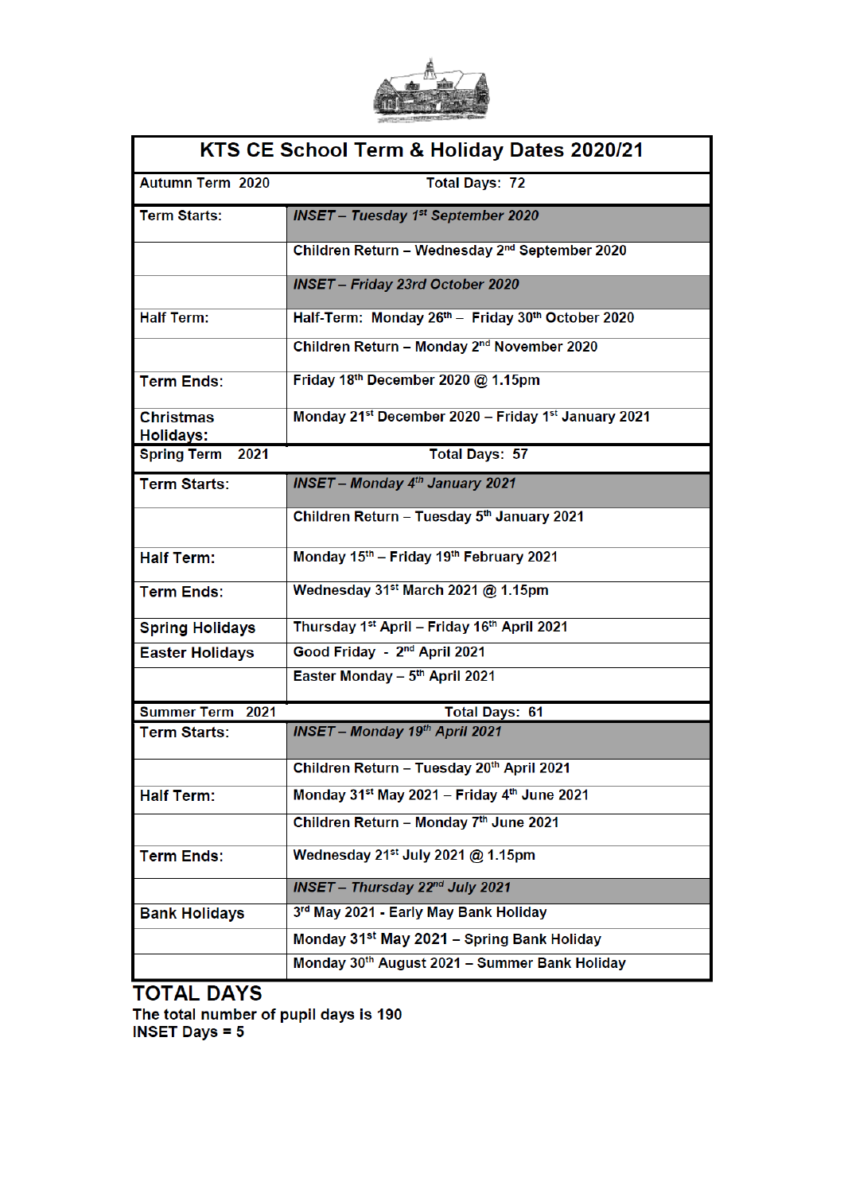# KTS CE School Term & Holiday Dates 2020/21

| | |
|---|---|
| **Autumn Term 2020** | **Total Days: 72** |
| **Term Starts:** | ***INSET – Tuesday 1st September 2020*** |
| | **Children Return – Wednesday 2nd September 2020** |
| | ***INSET – Friday 23rd October 2020*** |
| **Half Term:** | **Half-Term: Monday 26th – Friday 30th October 2020** |
| | **Children Return – Monday 2nd November 2020** |
| **Term Ends:** | **Friday 18th December 2020 @ 1.15pm** |
| **Christmas Holidays:** | **Monday 21st December 2020 – Friday 1st January 2021** |
| **Spring Term 2021** | **Total Days: 57** |
| **Term Starts:** | ***INSET – Monday 4th January 2021*** |
| | **Children Return – Tuesday 5th January 2021** |
| **Half Term:** | **Monday 15th – Friday 19th February 2021** |
| **Term Ends:** | **Wednesday 31st March 2021 @ 1.15pm** |
| **Spring Holidays** | **Thursday 1st April – Friday 16th April 2021** |
| **Easter Holidays** | **Good Friday - 2nd April 2021** |
| | **Easter Monday – 5th April 2021** |
| **Summer Term 2021** | **Total Days: 61** |
| **Term Starts:** | ***INSET – Monday 19th April 2021*** |
| | **Children Return – Tuesday 20th April 2021** |
| **Half Term:** | **Monday 31st May 2021 – Friday 4th June 2021** |
| | **Children Return – Monday 7th June 2021** |
| **Term Ends:** | **Wednesday 21st July 2021 @ 1.15pm** |
| | ***INSET – Thursday 22nd July 2021*** |
| **Bank Holidays** | **3rd May 2021 - Early May Bank Holiday** |
| | **Monday 31st May 2021 – Spring Bank Holiday** |
| | **Monday 30th August 2021 – Summer Bank Holiday** |

## TOTAL DAYS

**The total number of pupil days is 190**
**INSET Days = 5**